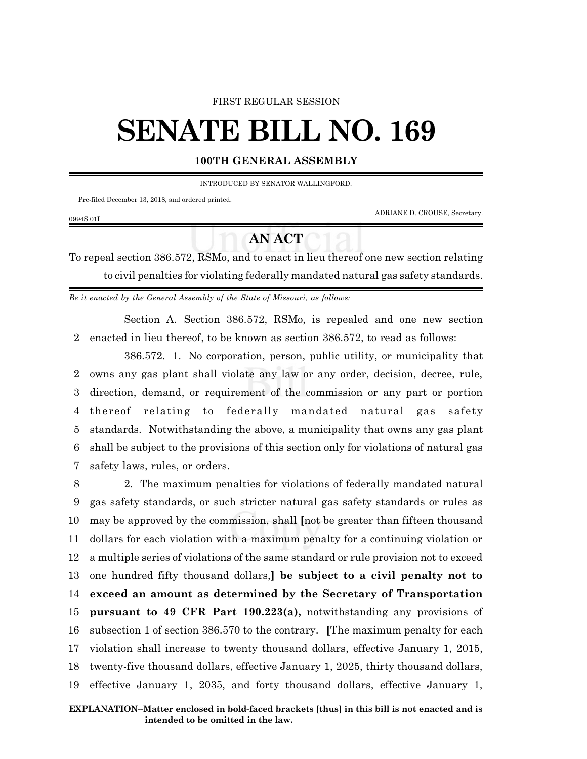FIRST REGULAR SESSION

# SENATE BILL NO. 169

**100TH GENERAL ASSEMBLY**

INTRODUCED BY SENATOR WALLINGFORD.

Pre-filed December 13, 2018, and ordered printed.

ADRIANE D. CROUSE, Secretary.

0994S.01I

## AN ACT

To repeal section 386.572, RSMo, and to enact in lieu thereof one new section relating to civil penalties for violating federally mandated natural gas safety standards.

*Be it enacted by the General Assembly of the State of Missouri, as follows:*

Section A. Section 386.572, RSMo, is repealed and one new section enacted in lieu thereof, to be known as section 386.572, to read as follows:

386.572. 1. No corporation, person, public utility, or municipality that owns any gas plant shall violate any law or any order, decision, decree, rule, direction, demand, or requirement of the commission or any part or portion thereof relating to federally mandated natural gas safety standards. Notwithstanding the above, a municipality that owns any gas plant shall be subject to the provisions of this section only for violations of natural gas safety laws, rules, or orders.

2. The maximum penalties for violations of federally mandated natural gas safety standards, or such stricter natural gas safety standards or rules as may be approved by the commission, shall **[**not be greater than fifteen thousand dollars for each violation with a maximum penalty for a continuing violation or a multiple series of violations of the same standard or rule provision not to exceed one hundred fifty thousand dollars,**]** **be subject to a civil penalty not to exceed an amount as determined by the Secretary of Transportation pursuant to 49 CFR Part 190.223(a),** notwithstanding any provisions of subsection 1 of section 386.570 to the contrary. **[**The maximum penalty for each violation shall increase to twenty thousand dollars, effective January 1, 2015, twenty-five thousand dollars, effective January 1, 2025, thirty thousand dollars, effective January 1, 2035, and forty thousand dollars, effective January 1,

**EXPLANATION–Matter enclosed in bold-faced brackets [thus] in this bill is not enacted and is intended to be omitted in the law.**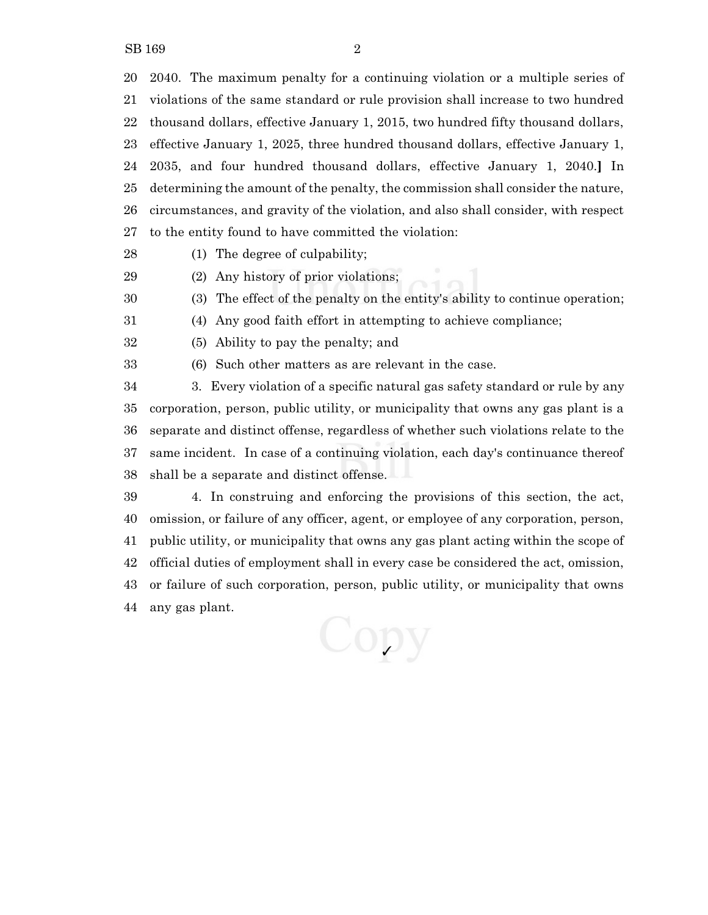2040. The maximum penalty for a continuing violation or a multiple series of violations of the same standard or rule provision shall increase to two hundred thousand dollars, effective January 1, 2015, two hundred fifty thousand dollars, effective January 1, 2025, three hundred thousand dollars, effective January 1, 2035, and four hundred thousand dollars, effective January 1, 2040.**]** In determining the amount of the penalty, the commission shall consider the nature, circumstances, and gravity of the violation, and also shall consider, with respect to the entity found to have committed the violation:

(1) The degree of culpability;

(2) Any history of prior violations;

(3) The effect of the penalty on the entity's ability to continue operation;

(4) Any good faith effort in attempting to achieve compliance;

(5) Ability to pay the penalty; and

(6) Such other matters as are relevant in the case.

3. Every violation of a specific natural gas safety standard or rule by any corporation, person, public utility, or municipality that owns any gas plant is a separate and distinct offense, regardless of whether such violations relate to the same incident. In case of a continuing violation, each day's continuance thereof shall be a separate and distinct offense.

4. In construing and enforcing the provisions of this section, the act, omission, or failure of any officer, agent, or employee of any corporation, person, public utility, or municipality that owns any gas plant acting within the scope of official duties of employment shall in every case be considered the act, omission, or failure of such corporation, person, public utility, or municipality that owns any gas plant.

✓